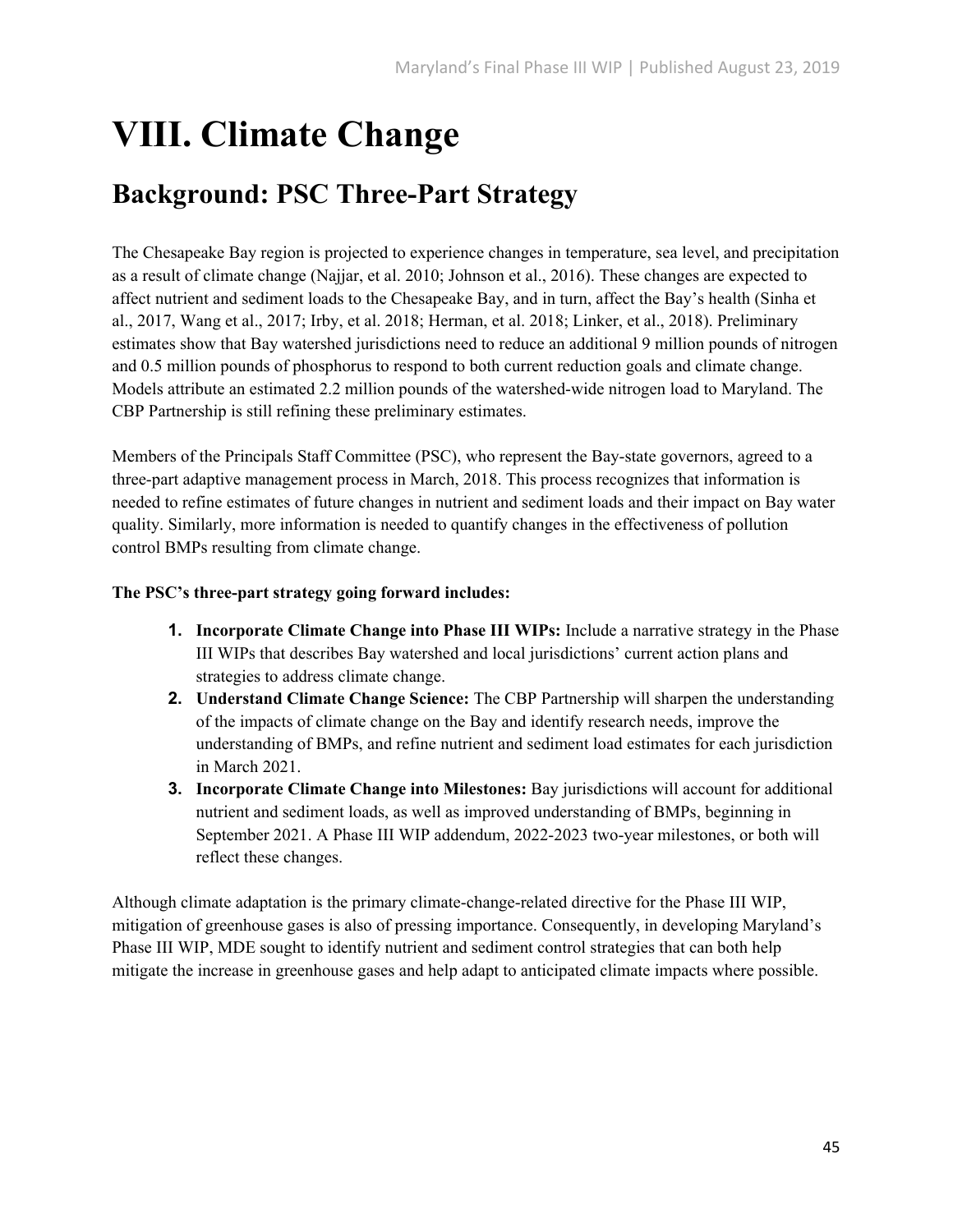# VIII. Climate Change

## Background: PSC Three-Part Strategy

The Chesapeake Bay region is projected to experience changes in temperature, sea level, and precipitation as a result of climate change (Najjar, et al. 2010; Johnson et al., 2016). These changes are expected to affect nutrient and sediment loads to the Chesapeake Bay, and in turn, affect the Bay's health (Sinha et al., 2017, Wang et al., 2017; Irby, et al. 2018; Herman, et al. 2018; Linker, et al., 2018). Preliminary estimates show that Bay watershed jurisdictions need to reduce an additional 9 million pounds of nitrogen and 0.5 million pounds of phosphorus to respond to both current reduction goals and climate change. Models attribute an estimated 2.2 million pounds of the watershed-wide nitrogen load to Maryland. The CBP Partnership is still refining these preliminary estimates.

Members of the Principals Staff Committee (PSC), who represent the Bay-state governors, agreed to a three-part adaptive management process in March, 2018. This process recognizes that information is needed to refine estimates of future changes in nutrient and sediment loads and their impact on Bay water quality. Similarly, more information is needed to quantify changes in the effectiveness of pollution control BMPs resulting from climate change.

**The PSC's three-part strategy going forward includes:**

1. **Incorporate Climate Change into Phase III WIPs:** Include a narrative strategy in the Phase III WIPs that describes Bay watershed and local jurisdictions' current action plans and strategies to address climate change.
2. **Understand Climate Change Science:** The CBP Partnership will sharpen the understanding of the impacts of climate change on the Bay and identify research needs, improve the understanding of BMPs, and refine nutrient and sediment load estimates for each jurisdiction in March 2021.
3. **Incorporate Climate Change into Milestones:** Bay jurisdictions will account for additional nutrient and sediment loads, as well as improved understanding of BMPs, beginning in September 2021. A Phase III WIP addendum, 2022-2023 two-year milestones, or both will reflect these changes.

Although climate adaptation is the primary climate-change-related directive for the Phase III WIP, mitigation of greenhouse gases is also of pressing importance. Consequently, in developing Maryland's Phase III WIP, MDE sought to identify nutrient and sediment control strategies that can both help mitigate the increase in greenhouse gases and help adapt to anticipated climate impacts where possible.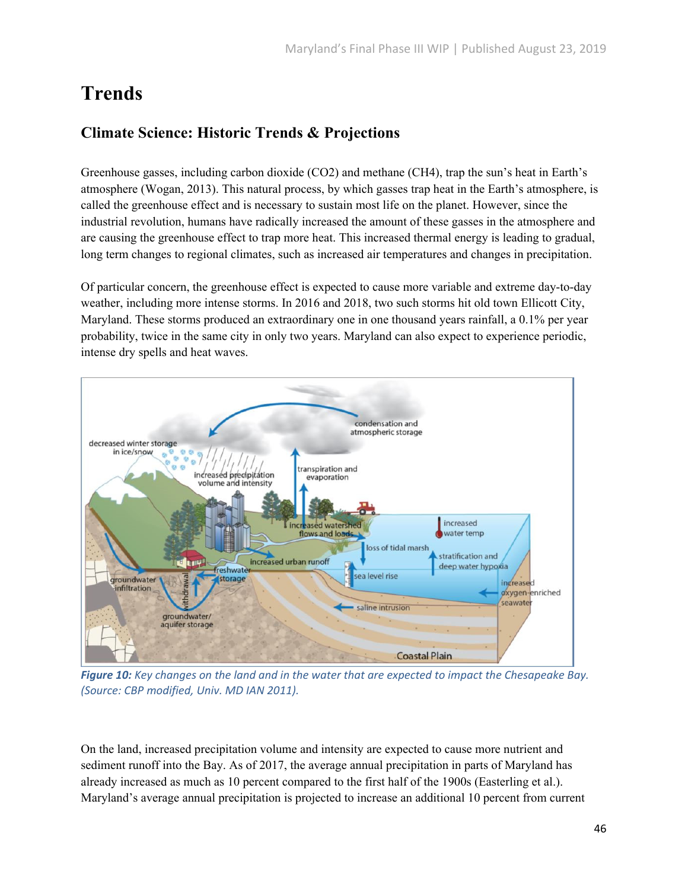# Trends

## Climate Science: Historic Trends & Projections

Greenhouse gasses, including carbon dioxide ($CO_2$) and methane ($CH_4$), trap the sun's heat in Earth's atmosphere (Wogan, 2013). This natural process, by which gasses trap heat in the Earth's atmosphere, is called the greenhouse effect and is necessary to sustain most life on the planet. However, since the industrial revolution, humans have radically increased the amount of these gasses in the atmosphere and are causing the greenhouse effect to trap more heat. This increased thermal energy is leading to gradual, long term changes to regional climates, such as increased air temperatures and changes in precipitation.

Of particular concern, the greenhouse effect is expected to cause more variable and extreme day-to-day weather, including more intense storms. In 2016 and 2018, two such storms hit old town Ellicott City, Maryland. These storms produced an extraordinary one in one thousand years rainfall, a 0.1% per year probability, twice in the same city in only two years. Maryland can also expect to experience periodic, intense dry spells and heat waves.

*Figure 10: Key changes on the land and in the water that are expected to impact the Chesapeake Bay. (Source: CBP modified, Univ. MD IAN 2011).*

On the land, increased precipitation volume and intensity are expected to cause more nutrient and sediment runoff into the Bay. As of 2017, the average annual precipitation in parts of Maryland has already increased as much as 10 percent compared to the first half of the 1900s (Easterling et al.). Maryland's average annual precipitation is projected to increase an additional 10 percent from current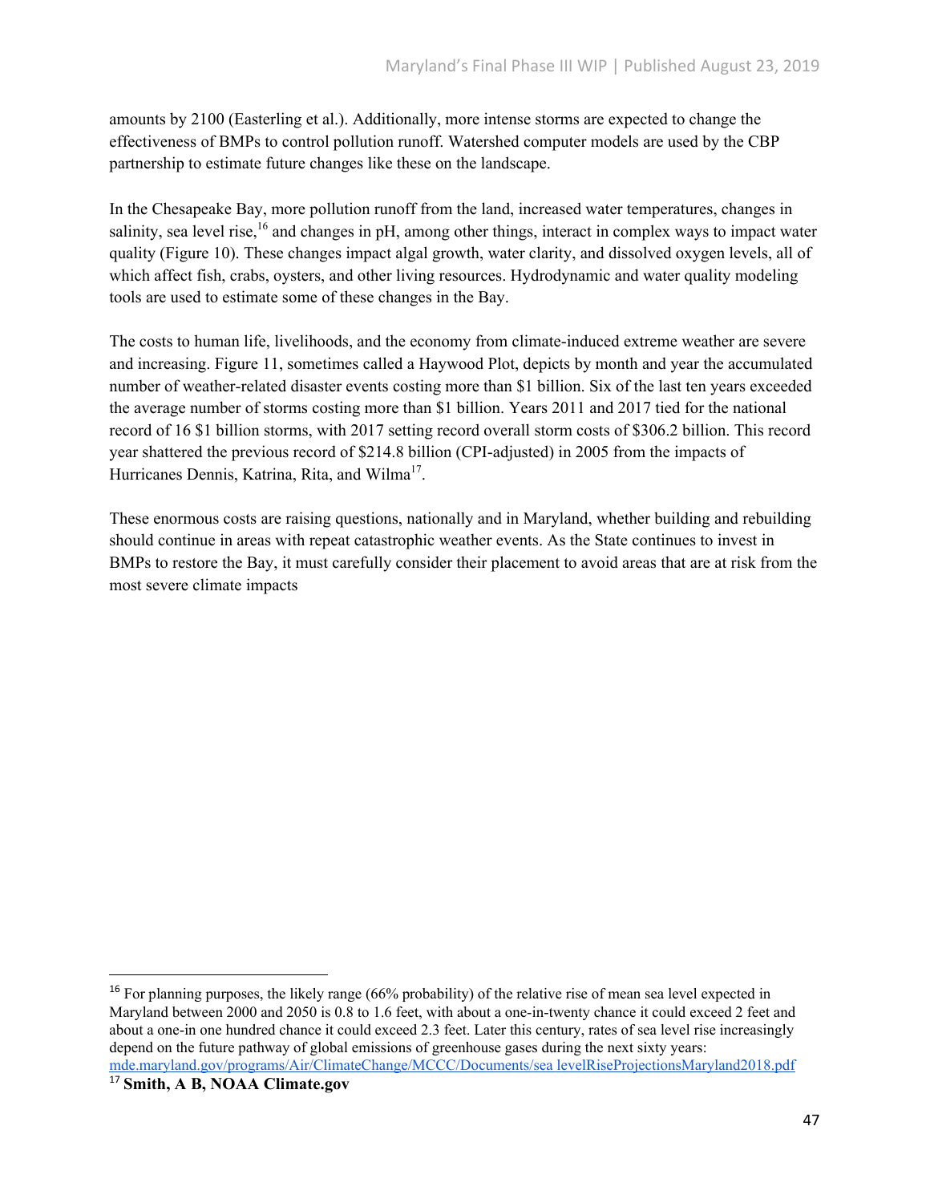amounts by 2100 (Easterling et al.). Additionally, more intense storms are expected to change the effectiveness of BMPs to control pollution runoff. Watershed computer models are used by the CBP partnership to estimate future changes like these on the landscape.

In the Chesapeake Bay, more pollution runoff from the land, increased water temperatures, changes in salinity, sea level rise,[16] and changes in pH, among other things, interact in complex ways to impact water quality (Figure 10). These changes impact algal growth, water clarity, and dissolved oxygen levels, all of which affect fish, crabs, oysters, and other living resources. Hydrodynamic and water quality modeling tools are used to estimate some of these changes in the Bay.

The costs to human life, livelihoods, and the economy from climate-induced extreme weather are severe and increasing. Figure 11, sometimes called a Haywood Plot, depicts by month and year the accumulated number of weather-related disaster events costing more than $1 billion. Six of the last ten years exceeded the average number of storms costing more than $1 billion. Years 2011 and 2017 tied for the national record of 16 $1 billion storms, with 2017 setting record overall storm costs of $306.2 billion. This record year shattered the previous record of $214.8 billion (CPI-adjusted) in 2005 from the impacts of Hurricanes Dennis, Katrina, Rita, and Wilma[17].

These enormous costs are raising questions, nationally and in Maryland, whether building and rebuilding should continue in areas with repeat catastrophic weather events. As the State continues to invest in BMPs to restore the Bay, it must carefully consider their placement to avoid areas that are at risk from the most severe climate impacts

---

[16] For planning purposes, the likely range (66% probability) of the relative rise of mean sea level expected in Maryland between 2000 and 2050 is 0.8 to 1.6 feet, with about a one-in-twenty chance it could exceed 2 feet and about a one-in one hundred chance it could exceed 2.3 feet. Later this century, rates of sea level rise increasingly depend on the future pathway of global emissions of greenhouse gases during the next sixty years: mde.maryland.gov/programs/Air/ClimateChange/MCCC/Documents/sea levelRiseProjectionsMaryland2018.pdf

[17] **Smith, A B, NOAA Climate.gov**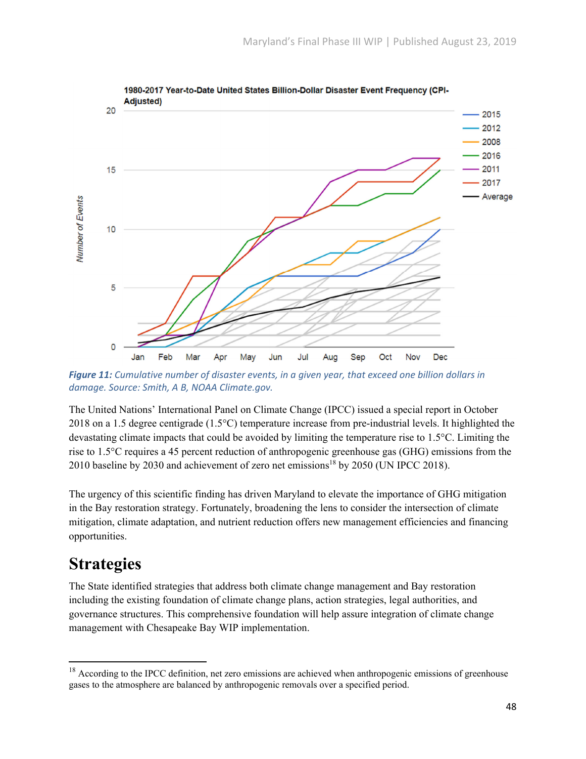*Figure 11: Cumulative number of disaster events, in a given year, that exceed one billion dollars in damage. Source: Smith, A B, NOAA Climate.gov.*

The United Nations' International Panel on Climate Change (IPCC) issued a special report in October 2018 on a 1.5 degree centigrade (1.5°C) temperature increase from pre-industrial levels. It highlighted the devastating climate impacts that could be avoided by limiting the temperature rise to 1.5°C. Limiting the rise to 1.5°C requires a 45 percent reduction of anthropogenic greenhouse gas (GHG) emissions from the 2010 baseline by 2030 and achievement of zero net emissions[18] by 2050 (UN IPCC 2018).

The urgency of this scientific finding has driven Maryland to elevate the importance of GHG mitigation in the Bay restoration strategy. Fortunately, broadening the lens to consider the intersection of climate mitigation, climate adaptation, and nutrient reduction offers new management efficiencies and financing opportunities.

## Strategies

The State identified strategies that address both climate change management and Bay restoration including the existing foundation of climate change plans, action strategies, legal authorities, and governance structures. This comprehensive foundation will help assure integration of climate change management with Chesapeake Bay WIP implementation.

[18] According to the IPCC definition, net zero emissions are achieved when anthropogenic emissions of greenhouse gases to the atmosphere are balanced by anthropogenic removals over a specified period.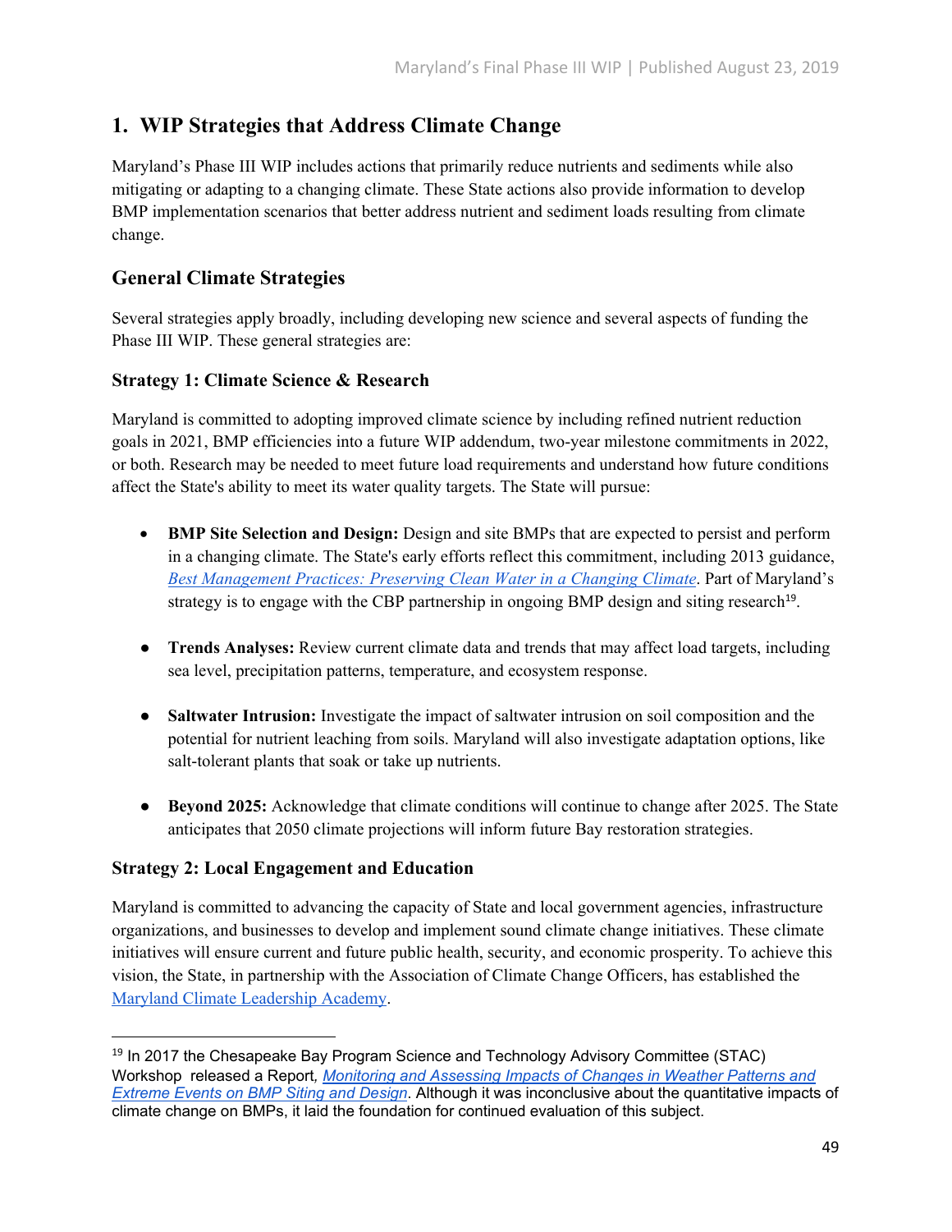## 1. WIP Strategies that Address Climate Change

Maryland's Phase III WIP includes actions that primarily reduce nutrients and sediments while also mitigating or adapting to a changing climate. These State actions also provide information to develop BMP implementation scenarios that better address nutrient and sediment loads resulting from climate change.

### General Climate Strategies

Several strategies apply broadly, including developing new science and several aspects of funding the Phase III WIP. These general strategies are:

#### Strategy 1: Climate Science & Research

Maryland is committed to adopting improved climate science by including refined nutrient reduction goals in 2021, BMP efficiencies into a future WIP addendum, two-year milestone commitments in 2022, or both. Research may be needed to meet future load requirements and understand how future conditions affect the State's ability to meet its water quality targets. The State will pursue:

- **BMP Site Selection and Design:** Design and site BMPs that are expected to persist and perform in a changing climate. The State's early efforts reflect this commitment, including 2013 guidance, *Best Management Practices: Preserving Clean Water in a Changing Climate*. Part of Maryland's strategy is to engage with the CBP partnership in ongoing BMP design and siting research[19].

- **Trends Analyses:** Review current climate data and trends that may affect load targets, including sea level, precipitation patterns, temperature, and ecosystem response.

- **Saltwater Intrusion:** Investigate the impact of saltwater intrusion on soil composition and the potential for nutrient leaching from soils. Maryland will also investigate adaptation options, like salt-tolerant plants that soak or take up nutrients.

- **Beyond 2025:** Acknowledge that climate conditions will continue to change after 2025. The State anticipates that 2050 climate projections will inform future Bay restoration strategies.

#### Strategy 2: Local Engagement and Education

Maryland is committed to advancing the capacity of State and local government agencies, infrastructure organizations, and businesses to develop and implement sound climate change initiatives. These climate initiatives will ensure current and future public health, security, and economic prosperity. To achieve this vision, the State, in partnership with the Association of Climate Change Officers, has established the Maryland Climate Leadership Academy.

---

[19] In 2017 the Chesapeake Bay Program Science and Technology Advisory Committee (STAC) Workshop released a Report, *Monitoring and Assessing Impacts of Changes in Weather Patterns and Extreme Events on BMP Siting and Design*. Although it was inconclusive about the quantitative impacts of climate change on BMPs, it laid the foundation for continued evaluation of this subject.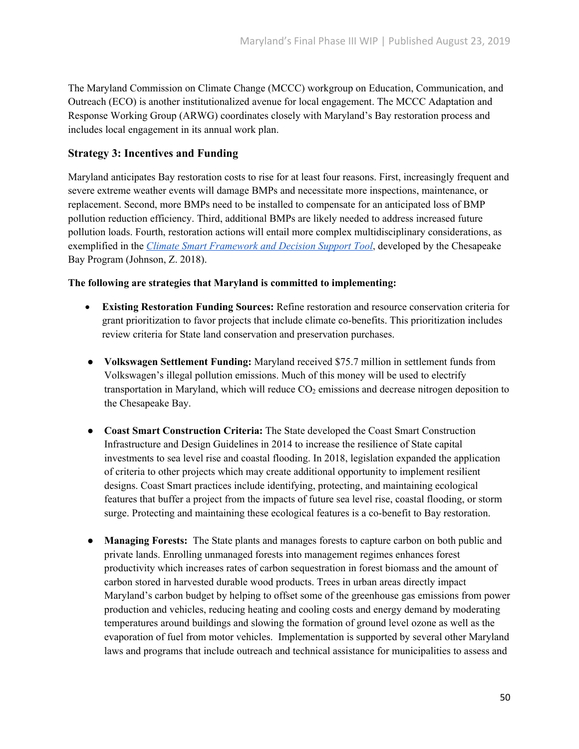The Maryland Commission on Climate Change (MCCC) workgroup on Education, Communication, and Outreach (ECO) is another institutionalized avenue for local engagement. The MCCC Adaptation and Response Working Group (ARWG) coordinates closely with Maryland's Bay restoration process and includes local engagement in its annual work plan.

### Strategy 3: Incentives and Funding

Maryland anticipates Bay restoration costs to rise for at least four reasons. First, increasingly frequent and severe extreme weather events will damage BMPs and necessitate more inspections, maintenance, or replacement. Second, more BMPs need to be installed to compensate for an anticipated loss of BMP pollution reduction efficiency. Third, additional BMPs are likely needed to address increased future pollution loads. Fourth, restoration actions will entail more complex multidisciplinary considerations, as exemplified in the *Climate Smart Framework and Decision Support Tool*, developed by the Chesapeake Bay Program (Johnson, Z. 2018).

**The following are strategies that Maryland is committed to implementing:**

- **Existing Restoration Funding Sources:** Refine restoration and resource conservation criteria for grant prioritization to favor projects that include climate co-benefits. This prioritization includes review criteria for State land conservation and preservation purchases.
- **Volkswagen Settlement Funding:** Maryland received $75.7 million in settlement funds from Volkswagen's illegal pollution emissions. Much of this money will be used to electrify transportation in Maryland, which will reduce $CO_2$ emissions and decrease nitrogen deposition to the Chesapeake Bay.
- **Coast Smart Construction Criteria:** The State developed the Coast Smart Construction Infrastructure and Design Guidelines in 2014 to increase the resilience of State capital investments to sea level rise and coastal flooding. In 2018, legislation expanded the application of criteria to other projects which may create additional opportunity to implement resilient designs. Coast Smart practices include identifying, protecting, and maintaining ecological features that buffer a project from the impacts of future sea level rise, coastal flooding, or storm surge. Protecting and maintaining these ecological features is a co-benefit to Bay restoration.
- **Managing Forests:** The State plants and manages forests to capture carbon on both public and private lands. Enrolling unmanaged forests into management regimes enhances forest productivity which increases rates of carbon sequestration in forest biomass and the amount of carbon stored in harvested durable wood products. Trees in urban areas directly impact Maryland's carbon budget by helping to offset some of the greenhouse gas emissions from power production and vehicles, reducing heating and cooling costs and energy demand by moderating temperatures around buildings and slowing the formation of ground level ozone as well as the evaporation of fuel from motor vehicles. Implementation is supported by several other Maryland laws and programs that include outreach and technical assistance for municipalities to assess and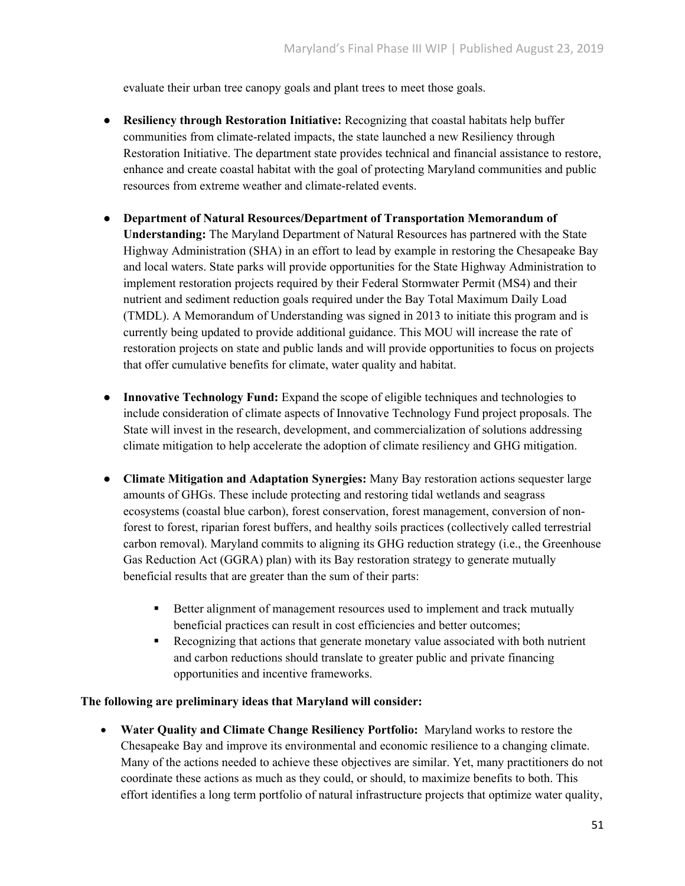evaluate their urban tree canopy goals and plant trees to meet those goals.

- **Resiliency through Restoration Initiative:** Recognizing that coastal habitats help buffer communities from climate-related impacts, the state launched a new Resiliency through Restoration Initiative. The department state provides technical and financial assistance to restore, enhance and create coastal habitat with the goal of protecting Maryland communities and public resources from extreme weather and climate-related events.

- **Department of Natural Resources/Department of Transportation Memorandum of Understanding:** The Maryland Department of Natural Resources has partnered with the State Highway Administration (SHA) in an effort to lead by example in restoring the Chesapeake Bay and local waters. State parks will provide opportunities for the State Highway Administration to implement restoration projects required by their Federal Stormwater Permit (MS4) and their nutrient and sediment reduction goals required under the Bay Total Maximum Daily Load (TMDL). A Memorandum of Understanding was signed in 2013 to initiate this program and is currently being updated to provide additional guidance. This MOU will increase the rate of restoration projects on state and public lands and will provide opportunities to focus on projects that offer cumulative benefits for climate, water quality and habitat.

- **Innovative Technology Fund:** Expand the scope of eligible techniques and technologies to include consideration of climate aspects of Innovative Technology Fund project proposals. The State will invest in the research, development, and commercialization of solutions addressing climate mitigation to help accelerate the adoption of climate resiliency and GHG mitigation.

- **Climate Mitigation and Adaptation Synergies:** Many Bay restoration actions sequester large amounts of GHGs. These include protecting and restoring tidal wetlands and seagrass ecosystems (coastal blue carbon), forest conservation, forest management, conversion of non-forest to forest, riparian forest buffers, and healthy soils practices (collectively called terrestrial carbon removal). Maryland commits to aligning its GHG reduction strategy (i.e., the Greenhouse Gas Reduction Act (GGRA) plan) with its Bay restoration strategy to generate mutually beneficial results that are greater than the sum of their parts:
  - Better alignment of management resources used to implement and track mutually beneficial practices can result in cost efficiencies and better outcomes;
  - Recognizing that actions that generate monetary value associated with both nutrient and carbon reductions should translate to greater public and private financing opportunities and incentive frameworks.

**The following are preliminary ideas that Maryland will consider:**

- **Water Quality and Climate Change Resiliency Portfolio:** Maryland works to restore the Chesapeake Bay and improve its environmental and economic resilience to a changing climate. Many of the actions needed to achieve these objectives are similar. Yet, many practitioners do not coordinate these actions as much as they could, or should, to maximize benefits to both. This effort identifies a long term portfolio of natural infrastructure projects that optimize water quality,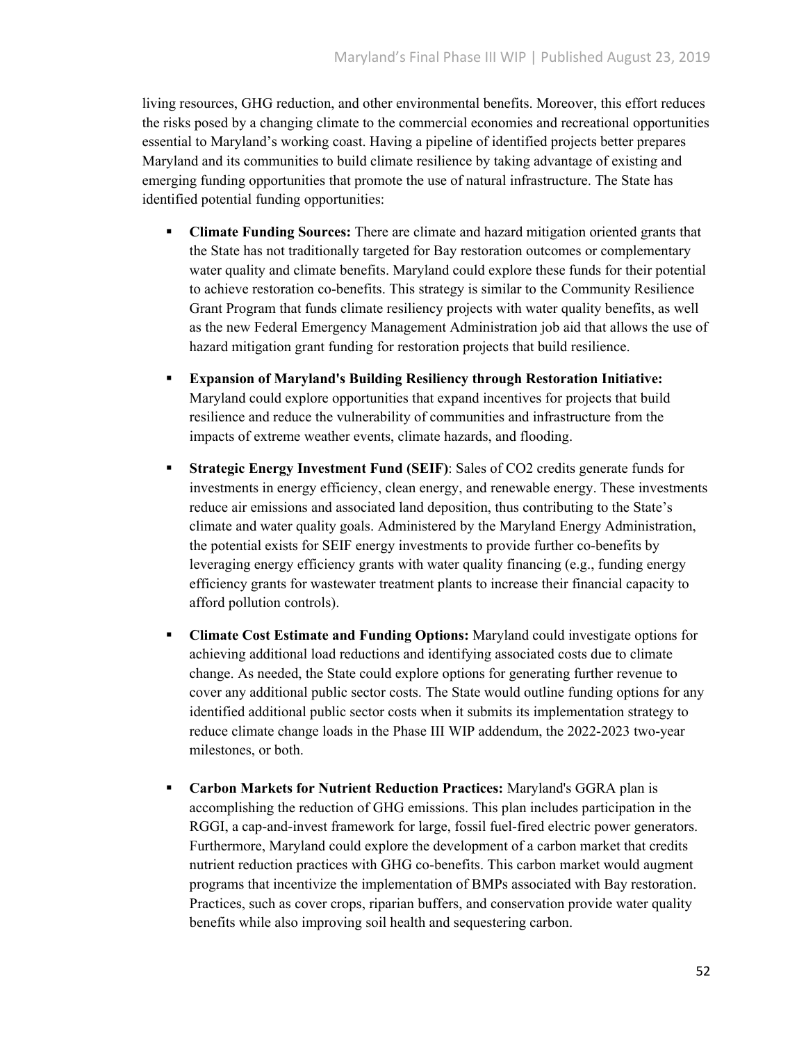living resources, GHG reduction, and other environmental benefits. Moreover, this effort reduces the risks posed by a changing climate to the commercial economies and recreational opportunities essential to Maryland's working coast. Having a pipeline of identified projects better prepares Maryland and its communities to build climate resilience by taking advantage of existing and emerging funding opportunities that promote the use of natural infrastructure. The State has identified potential funding opportunities:

- **Climate Funding Sources:** There are climate and hazard mitigation oriented grants that the State has not traditionally targeted for Bay restoration outcomes or complementary water quality and climate benefits. Maryland could explore these funds for their potential to achieve restoration co-benefits. This strategy is similar to the Community Resilience Grant Program that funds climate resiliency projects with water quality benefits, as well as the new Federal Emergency Management Administration job aid that allows the use of hazard mitigation grant funding for restoration projects that build resilience.

- **Expansion of Maryland's Building Resiliency through Restoration Initiative:** Maryland could explore opportunities that expand incentives for projects that build resilience and reduce the vulnerability of communities and infrastructure from the impacts of extreme weather events, climate hazards, and flooding.

- **Strategic Energy Investment Fund (SEIF)**: Sales of $CO_2$ credits generate funds for investments in energy efficiency, clean energy, and renewable energy. These investments reduce air emissions and associated land deposition, thus contributing to the State's climate and water quality goals. Administered by the Maryland Energy Administration, the potential exists for SEIF energy investments to provide further co-benefits by leveraging energy efficiency grants with water quality financing (e.g., funding energy efficiency grants for wastewater treatment plants to increase their financial capacity to afford pollution controls).

- **Climate Cost Estimate and Funding Options:** Maryland could investigate options for achieving additional load reductions and identifying associated costs due to climate change. As needed, the State could explore options for generating further revenue to cover any additional public sector costs. The State would outline funding options for any identified additional public sector costs when it submits its implementation strategy to reduce climate change loads in the Phase III WIP addendum, the 2022-2023 two-year milestones, or both.

- **Carbon Markets for Nutrient Reduction Practices:** Maryland's GGRA plan is accomplishing the reduction of GHG emissions. This plan includes participation in the RGGI, a cap-and-invest framework for large, fossil fuel-fired electric power generators. Furthermore, Maryland could explore the development of a carbon market that credits nutrient reduction practices with GHG co-benefits. This carbon market would augment programs that incentivize the implementation of BMPs associated with Bay restoration. Practices, such as cover crops, riparian buffers, and conservation provide water quality benefits while also improving soil health and sequestering carbon.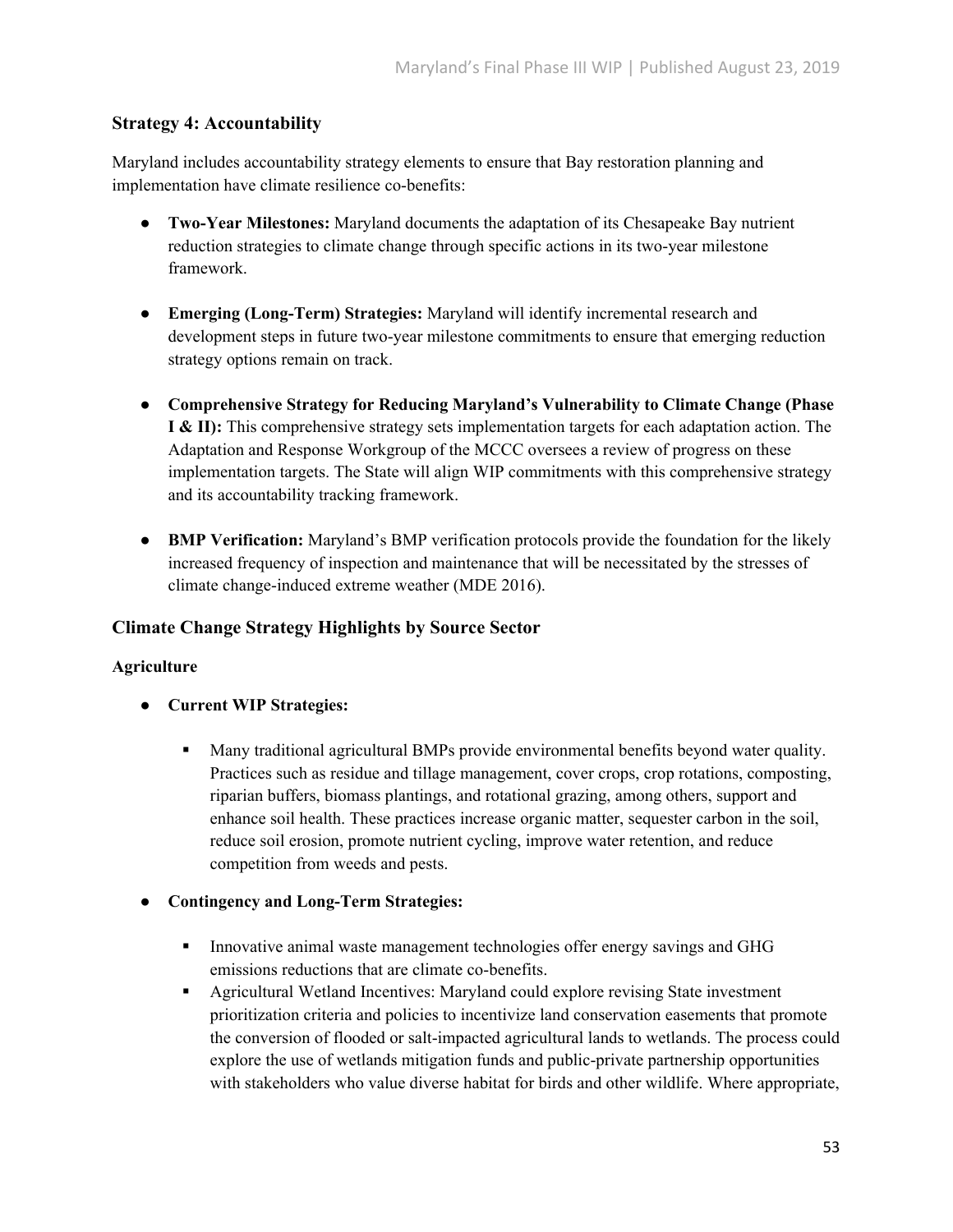### Strategy 4: Accountability

Maryland includes accountability strategy elements to ensure that Bay restoration planning and implementation have climate resilience co-benefits:

- **Two-Year Milestones:** Maryland documents the adaptation of its Chesapeake Bay nutrient reduction strategies to climate change through specific actions in its two-year milestone framework.

- **Emerging (Long-Term) Strategies:** Maryland will identify incremental research and development steps in future two-year milestone commitments to ensure that emerging reduction strategy options remain on track.

- **Comprehensive Strategy for Reducing Maryland's Vulnerability to Climate Change (Phase I & II):** This comprehensive strategy sets implementation targets for each adaptation action. The Adaptation and Response Workgroup of the MCCC oversees a review of progress on these implementation targets. The State will align WIP commitments with this comprehensive strategy and its accountability tracking framework.

- **BMP Verification:** Maryland's BMP verification protocols provide the foundation for the likely increased frequency of inspection and maintenance that will be necessitated by the stresses of climate change-induced extreme weather (MDE 2016).

### Climate Change Strategy Highlights by Source Sector

#### Agriculture

- **Current WIP Strategies:**
  - Many traditional agricultural BMPs provide environmental benefits beyond water quality. Practices such as residue and tillage management, cover crops, crop rotations, composting, riparian buffers, biomass plantings, and rotational grazing, among others, support and enhance soil health. These practices increase organic matter, sequester carbon in the soil, reduce soil erosion, promote nutrient cycling, improve water retention, and reduce competition from weeds and pests.

- **Contingency and Long-Term Strategies:**
  - Innovative animal waste management technologies offer energy savings and GHG emissions reductions that are climate co-benefits.
  - Agricultural Wetland Incentives: Maryland could explore revising State investment prioritization criteria and policies to incentivize land conservation easements that promote the conversion of flooded or salt-impacted agricultural lands to wetlands. The process could explore the use of wetlands mitigation funds and public-private partnership opportunities with stakeholders who value diverse habitat for birds and other wildlife. Where appropriate,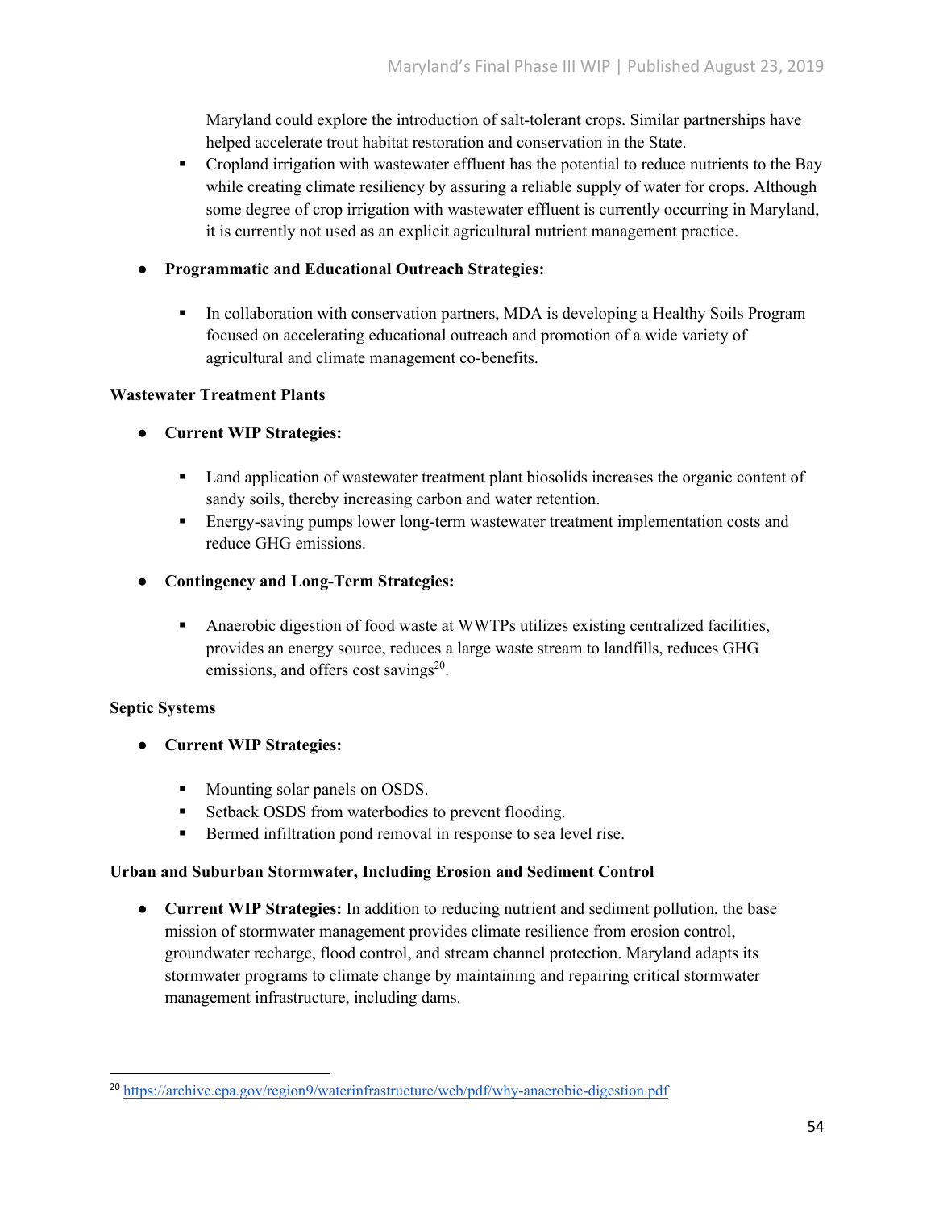Maryland could explore the introduction of salt-tolerant crops. Similar partnerships have helped accelerate trout habitat restoration and conservation in the State.
- Cropland irrigation with wastewater effluent has the potential to reduce nutrients to the Bay while creating climate resiliency by assuring a reliable supply of water for crops. Although some degree of crop irrigation with wastewater effluent is currently occurring in Maryland, it is currently not used as an explicit agricultural nutrient management practice.

- **Programmatic and Educational Outreach Strategies:**
  - In collaboration with conservation partners, MDA is developing a Healthy Soils Program focused on accelerating educational outreach and promotion of a wide variety of agricultural and climate management co-benefits.

**Wastewater Treatment Plants**

- **Current WIP Strategies:**
  - Land application of wastewater treatment plant biosolids increases the organic content of sandy soils, thereby increasing carbon and water retention.
  - Energy-saving pumps lower long-term wastewater treatment implementation costs and reduce GHG emissions.

- **Contingency and Long-Term Strategies:**
  - Anaerobic digestion of food waste at WWTPs utilizes existing centralized facilities, provides an energy source, reduces a large waste stream to landfills, reduces GHG emissions, and offers cost savings[20].

**Septic Systems**

- **Current WIP Strategies:**
  - Mounting solar panels on OSDS.
  - Setback OSDS from waterbodies to prevent flooding.
  - Bermed infiltration pond removal in response to sea level rise.

**Urban and Suburban Stormwater, Including Erosion and Sediment Control**

- **Current WIP Strategies:** In addition to reducing nutrient and sediment pollution, the base mission of stormwater management provides climate resilience from erosion control, groundwater recharge, flood control, and stream channel protection. Maryland adapts its stormwater programs to climate change by maintaining and repairing critical stormwater management infrastructure, including dams.

---

[20] https://archive.epa.gov/region9/waterinfrastructure/web/pdf/why-anaerobic-digestion.pdf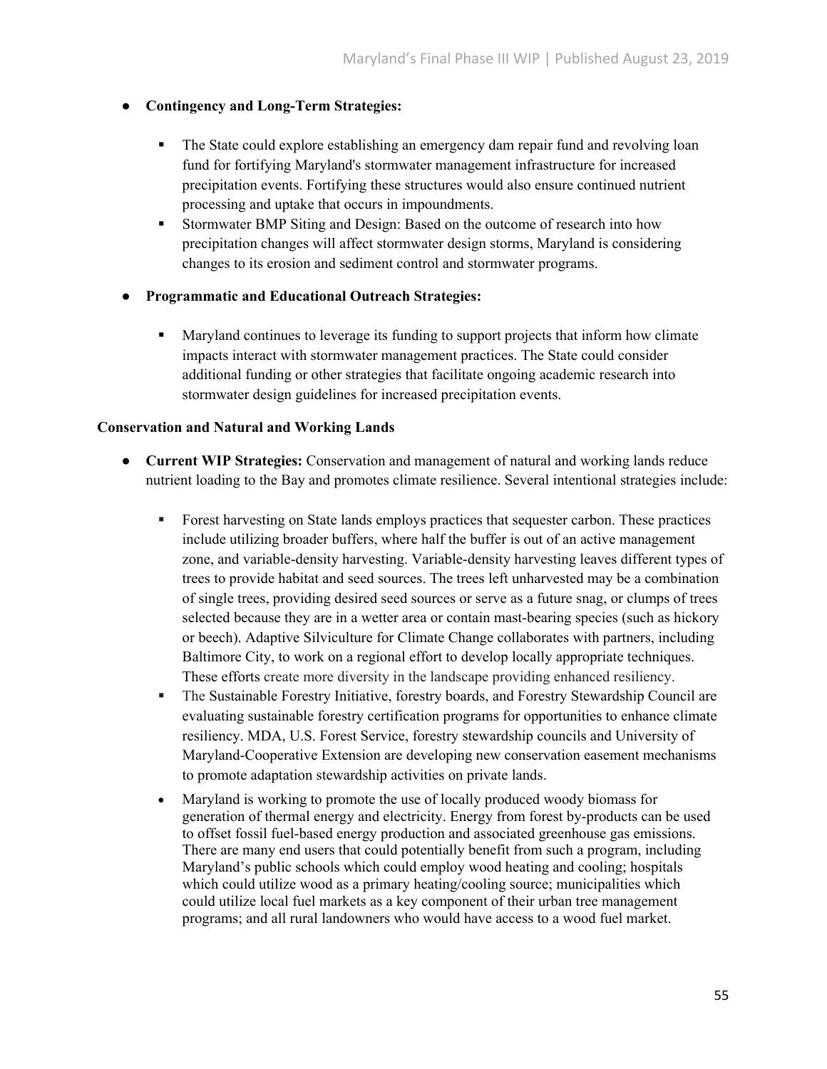- **Contingency and Long-Term Strategies:**

    - The State could explore establishing an emergency dam repair fund and revolving loan fund for fortifying Maryland's stormwater management infrastructure for increased precipitation events. Fortifying these structures would also ensure continued nutrient processing and uptake that occurs in impoundments.
    - Stormwater BMP Siting and Design: Based on the outcome of research into how precipitation changes will affect stormwater design storms, Maryland is considering changes to its erosion and sediment control and stormwater programs.

- **Programmatic and Educational Outreach Strategies:**

    - Maryland continues to leverage its funding to support projects that inform how climate impacts interact with stormwater management practices. The State could consider additional funding or other strategies that facilitate ongoing academic research into stormwater design guidelines for increased precipitation events.

**Conservation and Natural and Working Lands**

- **Current WIP Strategies:** Conservation and management of natural and working lands reduce nutrient loading to the Bay and promotes climate resilience. Several intentional strategies include:

    - Forest harvesting on State lands employs practices that sequester carbon. These practices include utilizing broader buffers, where half the buffer is out of an active management zone, and variable-density harvesting. Variable-density harvesting leaves different types of trees to provide habitat and seed sources. The trees left unharvested may be a combination of single trees, providing desired seed sources or serve as a future snag, or clumps of trees selected because they are in a wetter area or contain mast-bearing species (such as hickory or beech). Adaptive Silviculture for Climate Change collaborates with partners, including Baltimore City, to work on a regional effort to develop locally appropriate techniques. These efforts create more diversity in the landscape providing enhanced resiliency.
    - The Sustainable Forestry Initiative, forestry boards, and Forestry Stewardship Council are evaluating sustainable forestry certification programs for opportunities to enhance climate resiliency. MDA, U.S. Forest Service, forestry stewardship councils and University of Maryland-Cooperative Extension are developing new conservation easement mechanisms to promote adaptation stewardship activities on private lands.
    - Maryland is working to promote the use of locally produced woody biomass for generation of thermal energy and electricity. Energy from forest by-products can be used to offset fossil fuel-based energy production and associated greenhouse gas emissions. There are many end users that could potentially benefit from such a program, including Maryland's public schools which could employ wood heating and cooling; hospitals which could utilize wood as a primary heating/cooling source; municipalities which could utilize local fuel markets as a key component of their urban tree management programs; and all rural landowners who would have access to a wood fuel market.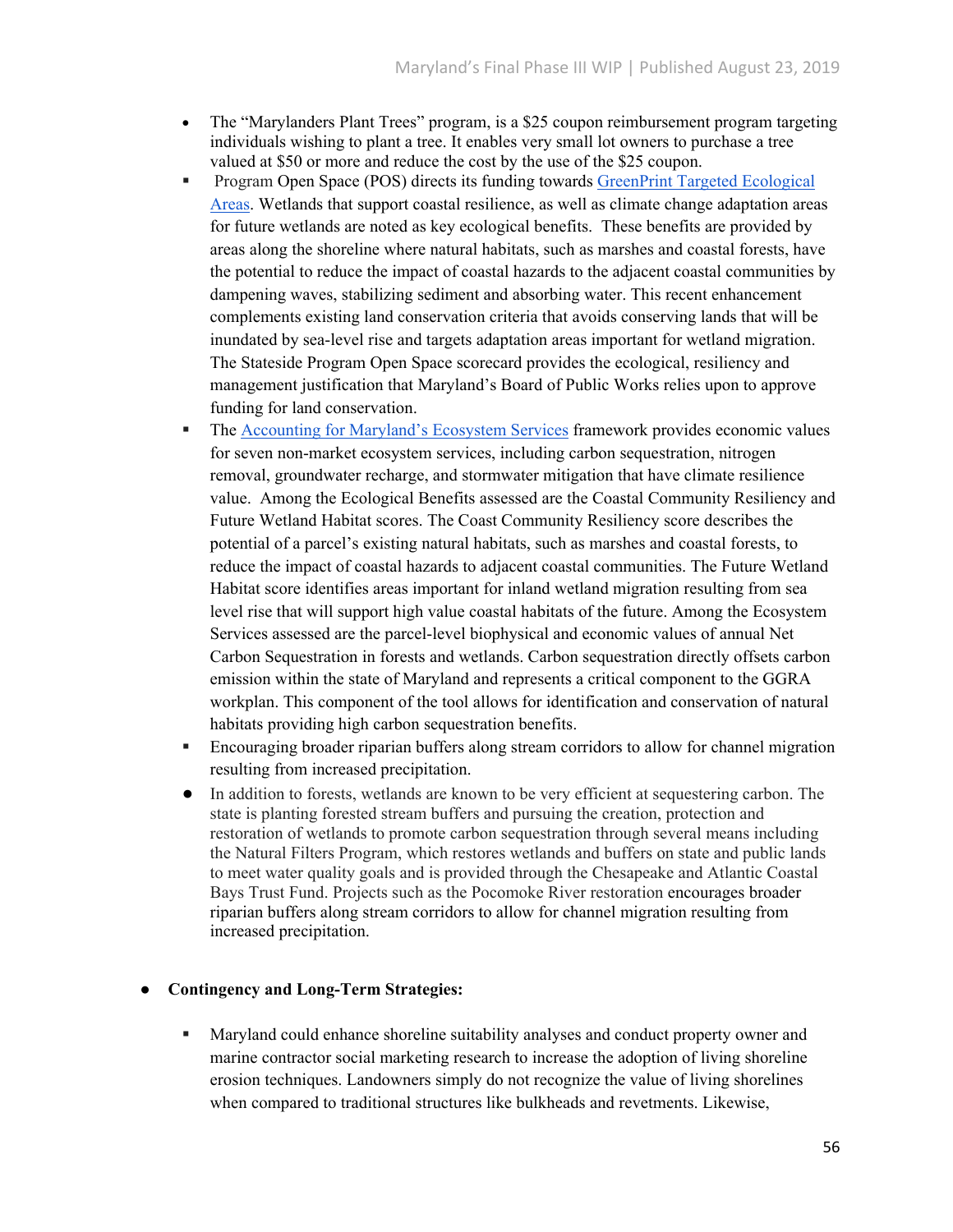- The "Marylanders Plant Trees" program, is a $25 coupon reimbursement program targeting individuals wishing to plant a tree. It enables very small lot owners to purchase a tree valued at $50 or more and reduce the cost by the use of the $25 coupon.
- Program Open Space (POS) directs its funding towards [GreenPrint Targeted Ecological Areas](). Wetlands that support coastal resilience, as well as climate change adaptation areas for future wetlands are noted as key ecological benefits. These benefits are provided by areas along the shoreline where natural habitats, such as marshes and coastal forests, have the potential to reduce the impact of coastal hazards to the adjacent coastal communities by dampening waves, stabilizing sediment and absorbing water. This recent enhancement complements existing land conservation criteria that avoids conserving lands that will be inundated by sea-level rise and targets adaptation areas important for wetland migration. The Stateside Program Open Space scorecard provides the ecological, resiliency and management justification that Maryland's Board of Public Works relies upon to approve funding for land conservation.
- The [Accounting for Maryland's Ecosystem Services]() framework provides economic values for seven non-market ecosystem services, including carbon sequestration, nitrogen removal, groundwater recharge, and stormwater mitigation that have climate resilience value. Among the Ecological Benefits assessed are the Coastal Community Resiliency and Future Wetland Habitat scores. The Coast Community Resiliency score describes the potential of a parcel's existing natural habitats, such as marshes and coastal forests, to reduce the impact of coastal hazards to adjacent coastal communities. The Future Wetland Habitat score identifies areas important for inland wetland migration resulting from sea level rise that will support high value coastal habitats of the future. Among the Ecosystem Services assessed are the parcel-level biophysical and economic values of annual Net Carbon Sequestration in forests and wetlands. Carbon sequestration directly offsets carbon emission within the state of Maryland and represents a critical component to the GGRA workplan. This component of the tool allows for identification and conservation of natural habitats providing high carbon sequestration benefits.
- Encouraging broader riparian buffers along stream corridors to allow for channel migration resulting from increased precipitation.
- In addition to forests, wetlands are known to be very efficient at sequestering carbon. The state is planting forested stream buffers and pursuing the creation, protection and restoration of wetlands to promote carbon sequestration through several means including the Natural Filters Program, which restores wetlands and buffers on state and public lands to meet water quality goals and is provided through the Chesapeake and Atlantic Coastal Bays Trust Fund. Projects such as the Pocomoke River restoration encourages broader riparian buffers along stream corridors to allow for channel migration resulting from increased precipitation.

- **Contingency and Long-Term Strategies:**
  - Maryland could enhance shoreline suitability analyses and conduct property owner and marine contractor social marketing research to increase the adoption of living shoreline erosion techniques. Landowners simply do not recognize the value of living shorelines when compared to traditional structures like bulkheads and revetments. Likewise,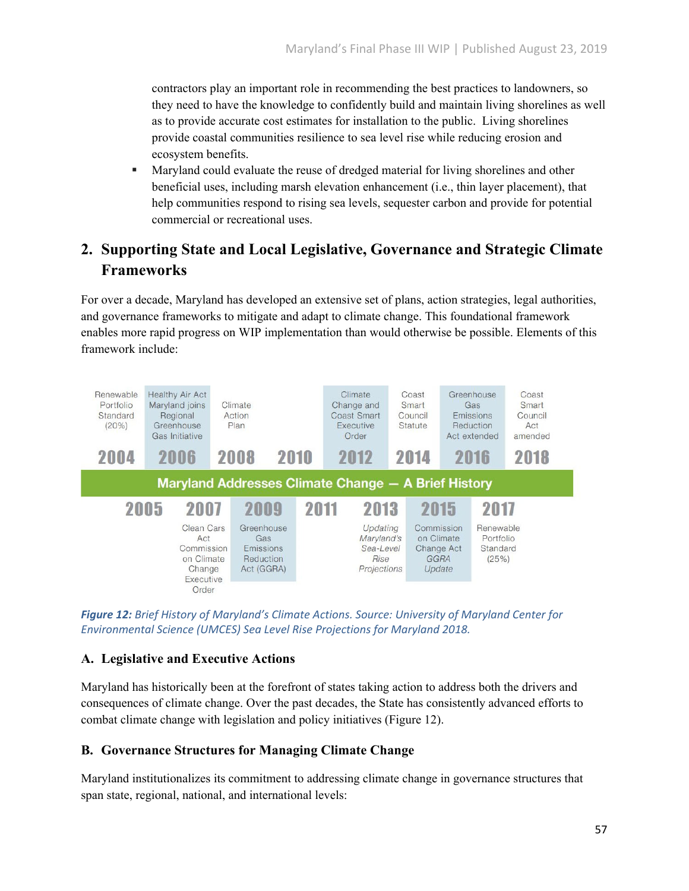contractors play an important role in recommending the best practices to landowners, so they need to have the knowledge to confidently build and maintain living shorelines as well as to provide accurate cost estimates for installation to the public. Living shorelines provide coastal communities resilience to sea level rise while reducing erosion and ecosystem benefits.

- Maryland could evaluate the reuse of dredged material for living shorelines and other beneficial uses, including marsh elevation enhancement (i.e., thin layer placement), that help communities respond to rising sea levels, sequester carbon and provide for potential commercial or recreational uses.

## 2. Supporting State and Local Legislative, Governance and Strategic Climate Frameworks

For over a decade, Maryland has developed an extensive set of plans, action strategies, legal authorities, and governance frameworks to mitigate and adapt to climate change. This foundational framework enables more rapid progress on WIP implementation than would otherwise be possible. Elements of this framework include:

**Maryland Addresses Climate Change — A Brief History**

| Year | Action |
|---|---|
| 2004 | Renewable Portfolio Standard (20%) |
| 2005 | |
| 2006 | Healthy Air Act; Maryland joins Regional Greenhouse Gas Initiative |
| 2007 | Clean Cars Act; Commission on Climate Change Executive Order |
| 2008 | Climate Action Plan |
| 2009 | Greenhouse Gas Emissions Reduction Act (GGRA) |
| 2010 | |
| 2011 | |
| 2012 | Climate Change and Coast Smart Executive Order |
| 2013 | *Updating Maryland's Sea-Level Rise Projections* |
| 2014 | Coast Smart Council Statute |
| 2015 | Commission on Climate Change Act; *GGRA Update* |
| 2016 | Greenhouse Gas Emissions Reduction Act extended |
| 2017 | Renewable Portfolio Standard (25%) |
| 2018 | Coast Smart Council Act amended |

***Figure 12:*** *Brief History of Maryland's Climate Actions. Source: University of Maryland Center for Environmental Science (UMCES) Sea Level Rise Projections for Maryland 2018.*

### A. Legislative and Executive Actions

Maryland has historically been at the forefront of states taking action to address both the drivers and consequences of climate change. Over the past decades, the State has consistently advanced efforts to combat climate change with legislation and policy initiatives (Figure 12).

### B. Governance Structures for Managing Climate Change

Maryland institutionalizes its commitment to addressing climate change in governance structures that span state, regional, national, and international levels: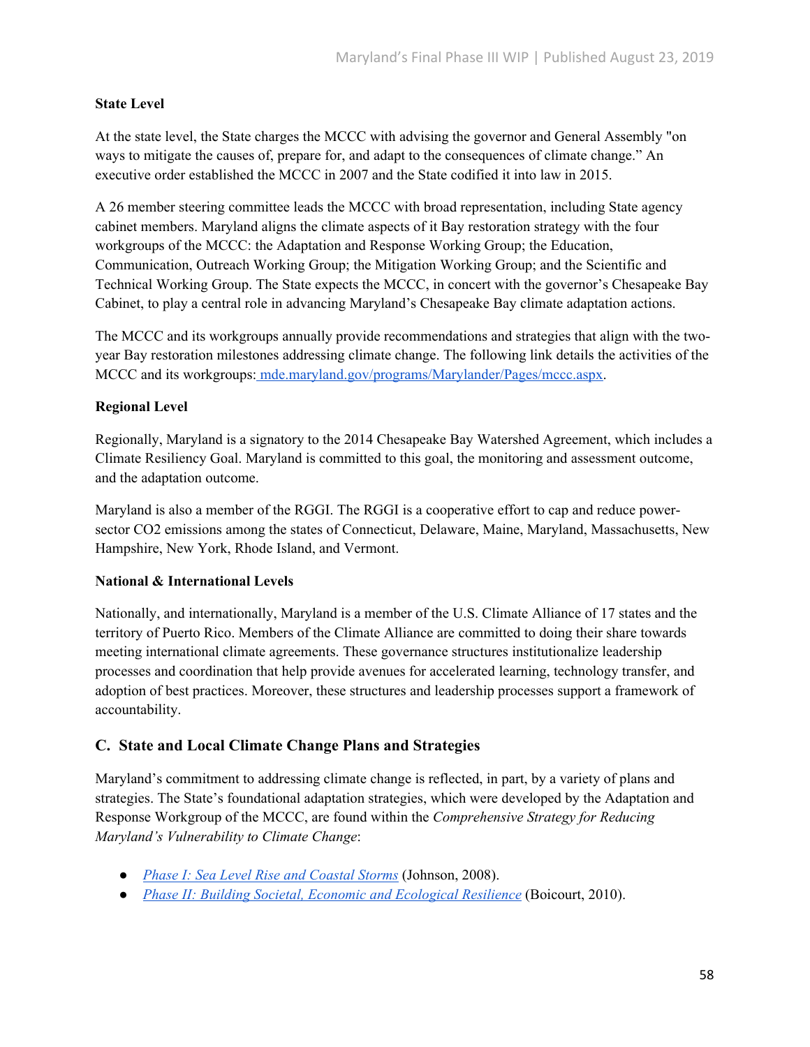**State Level**

At the state level, the State charges the MCCC with advising the governor and General Assembly "on ways to mitigate the causes of, prepare for, and adapt to the consequences of climate change." An executive order established the MCCC in 2007 and the State codified it into law in 2015.

A 26 member steering committee leads the MCCC with broad representation, including State agency cabinet members. Maryland aligns the climate aspects of it Bay restoration strategy with the four workgroups of the MCCC: the Adaptation and Response Working Group; the Education, Communication, Outreach Working Group; the Mitigation Working Group; and the Scientific and Technical Working Group. The State expects the MCCC, in concert with the governor's Chesapeake Bay Cabinet, to play a central role in advancing Maryland's Chesapeake Bay climate adaptation actions.

The MCCC and its workgroups annually provide recommendations and strategies that align with the two-year Bay restoration milestones addressing climate change. The following link details the activities of the MCCC and its workgroups: mde.maryland.gov/programs/Marylander/Pages/mccc.aspx.

**Regional Level**

Regionally, Maryland is a signatory to the 2014 Chesapeake Bay Watershed Agreement, which includes a Climate Resiliency Goal. Maryland is committed to this goal, the monitoring and assessment outcome, and the adaptation outcome.

Maryland is also a member of the RGGI. The RGGI is a cooperative effort to cap and reduce power-sector $CO_2$ emissions among the states of Connecticut, Delaware, Maine, Maryland, Massachusetts, New Hampshire, New York, Rhode Island, and Vermont.

**National & International Levels**

Nationally, and internationally, Maryland is a member of the U.S. Climate Alliance of 17 states and the territory of Puerto Rico. Members of the Climate Alliance are committed to doing their share towards meeting international climate agreements. These governance structures institutionalize leadership processes and coordination that help provide avenues for accelerated learning, technology transfer, and adoption of best practices. Moreover, these structures and leadership processes support a framework of accountability.

## C. State and Local Climate Change Plans and Strategies

Maryland's commitment to addressing climate change is reflected, in part, by a variety of plans and strategies. The State's foundational adaptation strategies, which were developed by the Adaptation and Response Workgroup of the MCCC, are found within the *Comprehensive Strategy for Reducing Maryland's Vulnerability to Climate Change*:

- *Phase I: Sea Level Rise and Coastal Storms* (Johnson, 2008).
- *Phase II: Building Societal, Economic and Ecological Resilience* (Boicourt, 2010).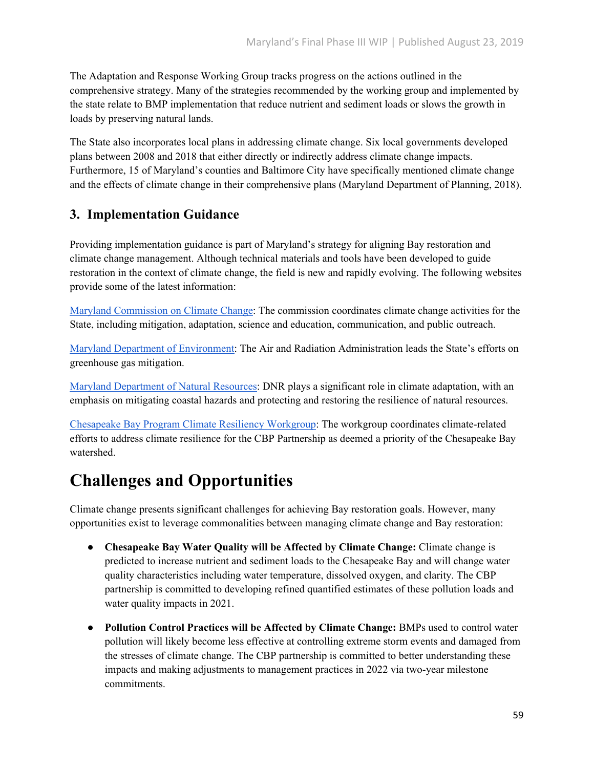The Adaptation and Response Working Group tracks progress on the actions outlined in the comprehensive strategy. Many of the strategies recommended by the working group and implemented by the state relate to BMP implementation that reduce nutrient and sediment loads or slows the growth in loads by preserving natural lands.

The State also incorporates local plans in addressing climate change. Six local governments developed plans between 2008 and 2018 that either directly or indirectly address climate change impacts. Furthermore, 15 of Maryland's counties and Baltimore City have specifically mentioned climate change and the effects of climate change in their comprehensive plans (Maryland Department of Planning, 2018).

### 3. Implementation Guidance

Providing implementation guidance is part of Maryland's strategy for aligning Bay restoration and climate change management. Although technical materials and tools have been developed to guide restoration in the context of climate change, the field is new and rapidly evolving. The following websites provide some of the latest information:

Maryland Commission on Climate Change: The commission coordinates climate change activities for the State, including mitigation, adaptation, science and education, communication, and public outreach.

Maryland Department of Environment: The Air and Radiation Administration leads the State's efforts on greenhouse gas mitigation.

Maryland Department of Natural Resources: DNR plays a significant role in climate adaptation, with an emphasis on mitigating coastal hazards and protecting and restoring the resilience of natural resources.

Chesapeake Bay Program Climate Resiliency Workgroup: The workgroup coordinates climate-related efforts to address climate resilience for the CBP Partnership as deemed a priority of the Chesapeake Bay watershed.

## Challenges and Opportunities

Climate change presents significant challenges for achieving Bay restoration goals. However, many opportunities exist to leverage commonalities between managing climate change and Bay restoration:

- **Chesapeake Bay Water Quality will be Affected by Climate Change:** Climate change is predicted to increase nutrient and sediment loads to the Chesapeake Bay and will change water quality characteristics including water temperature, dissolved oxygen, and clarity. The CBP partnership is committed to developing refined quantified estimates of these pollution loads and water quality impacts in 2021.
- **Pollution Control Practices will be Affected by Climate Change:** BMPs used to control water pollution will likely become less effective at controlling extreme storm events and damaged from the stresses of climate change. The CBP partnership is committed to better understanding these impacts and making adjustments to management practices in 2022 via two-year milestone commitments.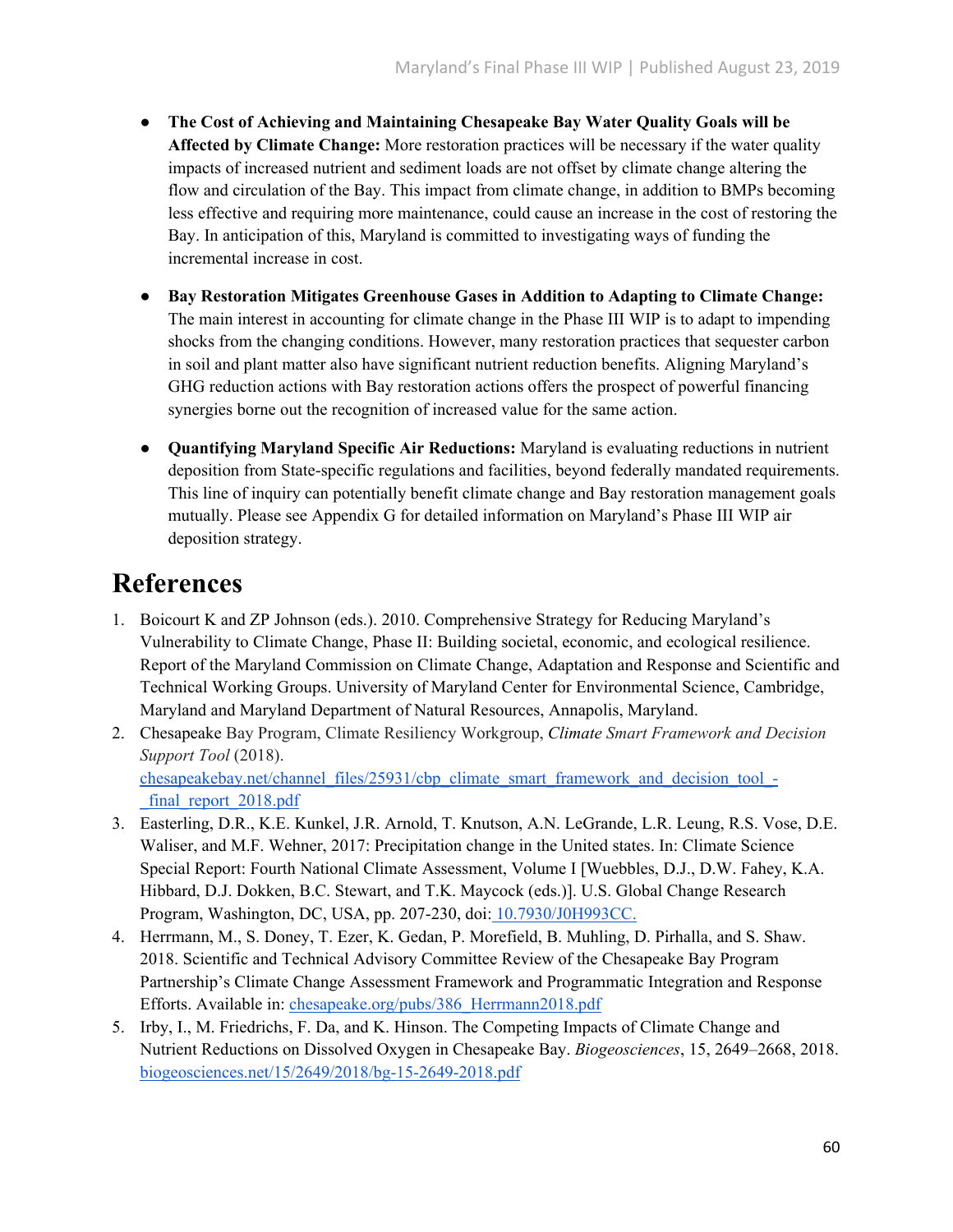- **The Cost of Achieving and Maintaining Chesapeake Bay Water Quality Goals will be Affected by Climate Change:** More restoration practices will be necessary if the water quality impacts of increased nutrient and sediment loads are not offset by climate change altering the flow and circulation of the Bay. This impact from climate change, in addition to BMPs becoming less effective and requiring more maintenance, could cause an increase in the cost of restoring the Bay. In anticipation of this, Maryland is committed to investigating ways of funding the incremental increase in cost.

- **Bay Restoration Mitigates Greenhouse Gases in Addition to Adapting to Climate Change:** The main interest in accounting for climate change in the Phase III WIP is to adapt to impending shocks from the changing conditions. However, many restoration practices that sequester carbon in soil and plant matter also have significant nutrient reduction benefits. Aligning Maryland's GHG reduction actions with Bay restoration actions offers the prospect of powerful financing synergies borne out the recognition of increased value for the same action.

- **Quantifying Maryland Specific Air Reductions:** Maryland is evaluating reductions in nutrient deposition from State-specific regulations and facilities, beyond federally mandated requirements. This line of inquiry can potentially benefit climate change and Bay restoration management goals mutually. Please see Appendix G for detailed information on Maryland's Phase III WIP air deposition strategy.

# References

1. Boicourt K and ZP Johnson (eds.). 2010. Comprehensive Strategy for Reducing Maryland's Vulnerability to Climate Change, Phase II: Building societal, economic, and ecological resilience. Report of the Maryland Commission on Climate Change, Adaptation and Response and Scientific and Technical Working Groups. University of Maryland Center for Environmental Science, Cambridge, Maryland and Maryland Department of Natural Resources, Annapolis, Maryland.
2. Chesapeake Bay Program, Climate Resiliency Workgroup, *Climate Smart Framework and Decision Support Tool* (2018). chesapeakebay.net/channel_files/25931/cbp_climate_smart_framework_and_decision_tool_-_final_report_2018.pdf
3. Easterling, D.R., K.E. Kunkel, J.R. Arnold, T. Knutson, A.N. LeGrande, L.R. Leung, R.S. Vose, D.E. Waliser, and M.F. Wehner, 2017: Precipitation change in the United states. In: Climate Science Special Report: Fourth National Climate Assessment, Volume I [Wuebbles, D.J., D.W. Fahey, K.A. Hibbard, D.J. Dokken, B.C. Stewart, and T.K. Maycock (eds.)]. U.S. Global Change Research Program, Washington, DC, USA, pp. 207-230, doi: 10.7930/J0H993CC.
4. Herrmann, M., S. Doney, T. Ezer, K. Gedan, P. Morefield, B. Muhling, D. Pirhalla, and S. Shaw. 2018. Scientific and Technical Advisory Committee Review of the Chesapeake Bay Program Partnership's Climate Change Assessment Framework and Programmatic Integration and Response Efforts. Available in: chesapeake.org/pubs/386_Herrmann2018.pdf
5. Irby, I., M. Friedrichs, F. Da, and K. Hinson. The Competing Impacts of Climate Change and Nutrient Reductions on Dissolved Oxygen in Chesapeake Bay. *Biogeosciences*, 15, 2649–2668, 2018. biogeosciences.net/15/2649/2018/bg-15-2649-2018.pdf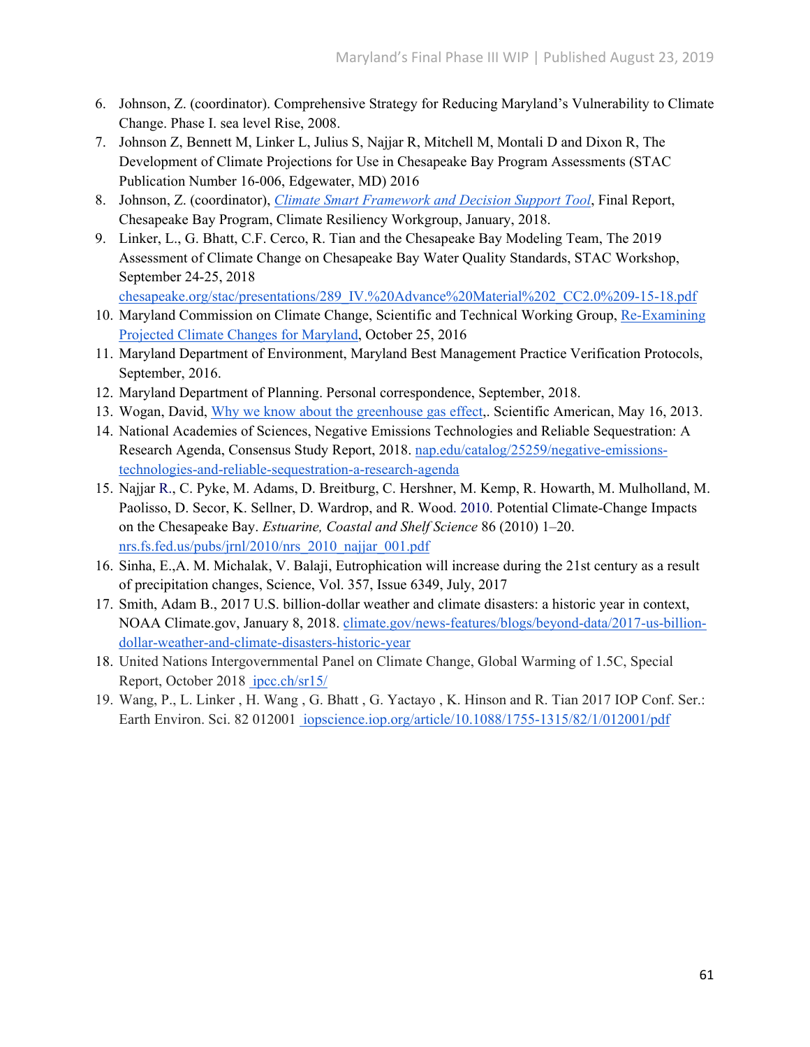6. Johnson, Z. (coordinator). Comprehensive Strategy for Reducing Maryland's Vulnerability to Climate Change. Phase I. sea level Rise, 2008.
7. Johnson Z, Bennett M, Linker L, Julius S, Najjar R, Mitchell M, Montali D and Dixon R, The Development of Climate Projections for Use in Chesapeake Bay Program Assessments (STAC Publication Number 16-006, Edgewater, MD) 2016
8. Johnson, Z. (coordinator), *Climate Smart Framework and Decision Support Tool*, Final Report, Chesapeake Bay Program, Climate Resiliency Workgroup, January, 2018.
9. Linker, L., G. Bhatt, C.F. Cerco, R. Tian and the Chesapeake Bay Modeling Team, The 2019 Assessment of Climate Change on Chesapeake Bay Water Quality Standards, STAC Workshop, September 24-25, 2018 chesapeake.org/stac/presentations/289_IV.%20Advance%20Material%202_CC2.0%209-15-18.pdf
10. Maryland Commission on Climate Change, Scientific and Technical Working Group, Re-Examining Projected Climate Changes for Maryland, October 25, 2016
11. Maryland Department of Environment, Maryland Best Management Practice Verification Protocols, September, 2016.
12. Maryland Department of Planning. Personal correspondence, September, 2018.
13. Wogan, David, Why we know about the greenhouse gas effect,. Scientific American, May 16, 2013.
14. National Academies of Sciences, Negative Emissions Technologies and Reliable Sequestration: A Research Agenda, Consensus Study Report, 2018. nap.edu/catalog/25259/negative-emissions-technologies-and-reliable-sequestration-a-research-agenda
15. Najjar R., C. Pyke, M. Adams, D. Breitburg, C. Hershner, M. Kemp, R. Howarth, M. Mulholland, M. Paolisso, D. Secor, K. Sellner, D. Wardrop, and R. Wood. 2010. Potential Climate-Change Impacts on the Chesapeake Bay. *Estuarine, Coastal and Shelf Science* 86 (2010) 1–20. nrs.fs.fed.us/pubs/jrnl/2010/nrs_2010_najjar_001.pdf
16. Sinha, E.,A. M. Michalak, V. Balaji, Eutrophication will increase during the 21st century as a result of precipitation changes, Science, Vol. 357, Issue 6349, July, 2017
17. Smith, Adam B., 2017 U.S. billion-dollar weather and climate disasters: a historic year in context, NOAA Climate.gov, January 8, 2018. climate.gov/news-features/blogs/beyond-data/2017-us-billion-dollar-weather-and-climate-disasters-historic-year
18. United Nations Intergovernmental Panel on Climate Change, Global Warming of 1.5C, Special Report, October 2018 ipcc.ch/sr15/
19. Wang, P., L. Linker , H. Wang , G. Bhatt , G. Yactayo , K. Hinson and R. Tian 2017 IOP Conf. Ser.: Earth Environ. Sci. 82 012001 iopscience.iop.org/article/10.1088/1755-1315/82/1/012001/pdf